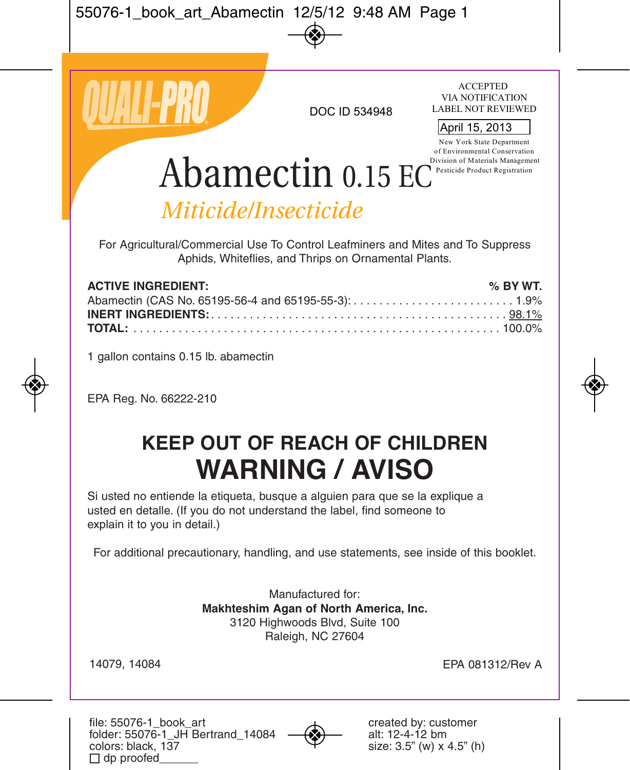QUALI-PRO®

DOC ID 534948

ACCEPTED
VIA NOTIFICATION
LABEL NOT REVIEWED

April 15, 2013

New York State Department
of Environmental Conservation
Division of Materials Management
Pesticide Product Registration

# Abamectin 0.15 EC

*Miticide/Insecticide*

For Agricultural/Commercial Use To Control Leafminers and Mites and To Suppress Aphids, Whiteflies, and Thrips on Ornamental Plants.

| **ACTIVE INGREDIENT:** | **% BY WT.** |
|---|---|
| Abamectin (CAS No. 65195-56-4 and 65195-55-3): | 1.9% |
| **INERT INGREDIENTS:** | 98.1% |
| **TOTAL:** | 100.0% |

1 gallon contains 0.15 lb. abamectin

EPA Reg. No. 66222-210

## KEEP OUT OF REACH OF CHILDREN

# WARNING / AVISO

Si usted no entiende la etiqueta, busque a alguien para que se la explique a usted en detalle. (If you do not understand the label, find someone to explain it to you in detail.)

For additional precautionary, handling, and use statements, see inside of this booklet.

Manufactured for:
**Makhteshim Agan of North America, Inc.**
3120 Highwoods Blvd, Suite 100
Raleigh, NC 27604

14079, 14084

EPA 081312/Rev A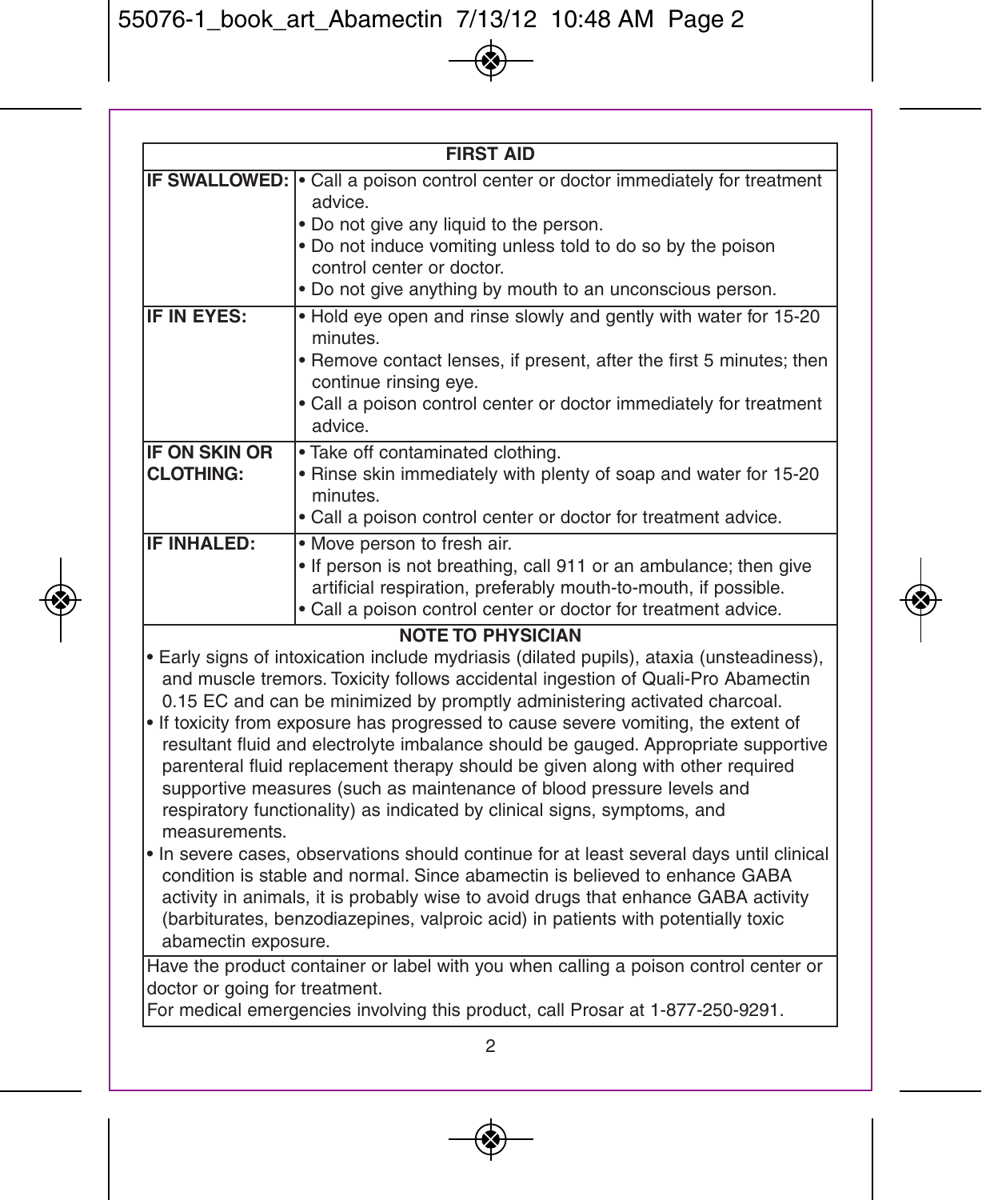| FIRST AID | |
|---|---|
| **IF SWALLOWED:** | • Call a poison control center or doctor immediately for treatment advice.<br>• Do not give any liquid to the person.<br>• Do not induce vomiting unless told to do so by the poison control center or doctor.<br>• Do not give anything by mouth to an unconscious person. |
| **IF IN EYES:** | • Hold eye open and rinse slowly and gently with water for 15-20 minutes.<br>• Remove contact lenses, if present, after the first 5 minutes; then continue rinsing eye.<br>• Call a poison control center or doctor immediately for treatment advice. |
| **IF ON SKIN OR CLOTHING:** | • Take off contaminated clothing.<br>• Rinse skin immediately with plenty of soap and water for 15-20 minutes.<br>• Call a poison control center or doctor for treatment advice. |
| **IF INHALED:** | • Move person to fresh air.<br>• If person is not breathing, call 911 or an ambulance; then give artificial respiration, preferably mouth-to-mouth, if possible.<br>• Call a poison control center or doctor for treatment advice. |

**NOTE TO PHYSICIAN**

- Early signs of intoxication include mydriasis (dilated pupils), ataxia (unsteadiness), and muscle tremors. Toxicity follows accidental ingestion of Quali-Pro Abamectin 0.15 EC and can be minimized by promptly administering activated charcoal.
- If toxicity from exposure has progressed to cause severe vomiting, the extent of resultant fluid and electrolyte imbalance should be gauged. Appropriate supportive parenteral fluid replacement therapy should be given along with other required supportive measures (such as maintenance of blood pressure levels and respiratory functionality) as indicated by clinical signs, symptoms, and measurements.
- In severe cases, observations should continue for at least several days until clinical condition is stable and normal. Since abamectin is believed to enhance GABA activity in animals, it is probably wise to avoid drugs that enhance GABA activity (barbiturates, benzodiazepines, valproic acid) in patients with potentially toxic abamectin exposure.

Have the product container or label with you when calling a poison control center or doctor or going for treatment.
For medical emergencies involving this product, call Prosar at 1-877-250-9291.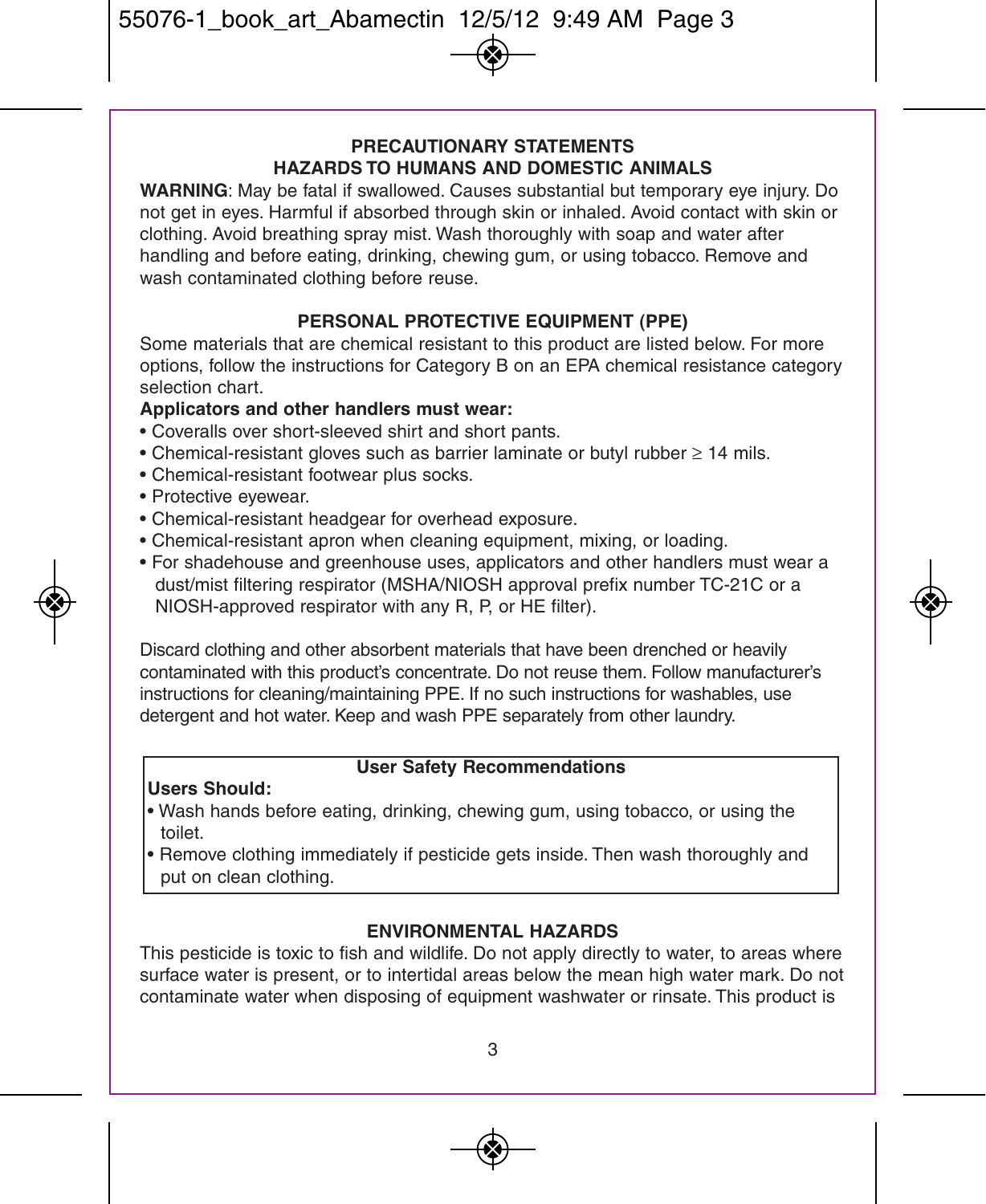## PRECAUTIONARY STATEMENTS

### HAZARDS TO HUMANS AND DOMESTIC ANIMALS

**WARNING**: May be fatal if swallowed. Causes substantial but temporary eye injury. Do not get in eyes. Harmful if absorbed through skin or inhaled. Avoid contact with skin or clothing. Avoid breathing spray mist. Wash thoroughly with soap and water after handling and before eating, drinking, chewing gum, or using tobacco. Remove and wash contaminated clothing before reuse.

### PERSONAL PROTECTIVE EQUIPMENT (PPE)

Some materials that are chemical resistant to this product are listed below. For more options, follow the instructions for Category B on an EPA chemical resistance category selection chart.

**Applicators and other handlers must wear:**

- Coveralls over short-sleeved shirt and short pants.
- Chemical-resistant gloves such as barrier laminate or butyl rubber ≥ 14 mils.
- Chemical-resistant footwear plus socks.
- Protective eyewear.
- Chemical-resistant headgear for overhead exposure.
- Chemical-resistant apron when cleaning equipment, mixing, or loading.
- For shadehouse and greenhouse uses, applicators and other handlers must wear a dust/mist filtering respirator (MSHA/NIOSH approval prefix number TC-21C or a NIOSH-approved respirator with any R, P, or HE filter).

Discard clothing and other absorbent materials that have been drenched or heavily contaminated with this product's concentrate. Do not reuse them. Follow manufacturer's instructions for cleaning/maintaining PPE. If no such instructions for washables, use detergent and hot water. Keep and wash PPE separately from other laundry.

**User Safety Recommendations**

**Users Should:**

- Wash hands before eating, drinking, chewing gum, using tobacco, or using the toilet.
- Remove clothing immediately if pesticide gets inside. Then wash thoroughly and put on clean clothing.

### ENVIRONMENTAL HAZARDS

This pesticide is toxic to fish and wildlife. Do not apply directly to water, to areas where surface water is present, or to intertidal areas below the mean high water mark. Do not contaminate water when disposing of equipment washwater or rinsate. This product is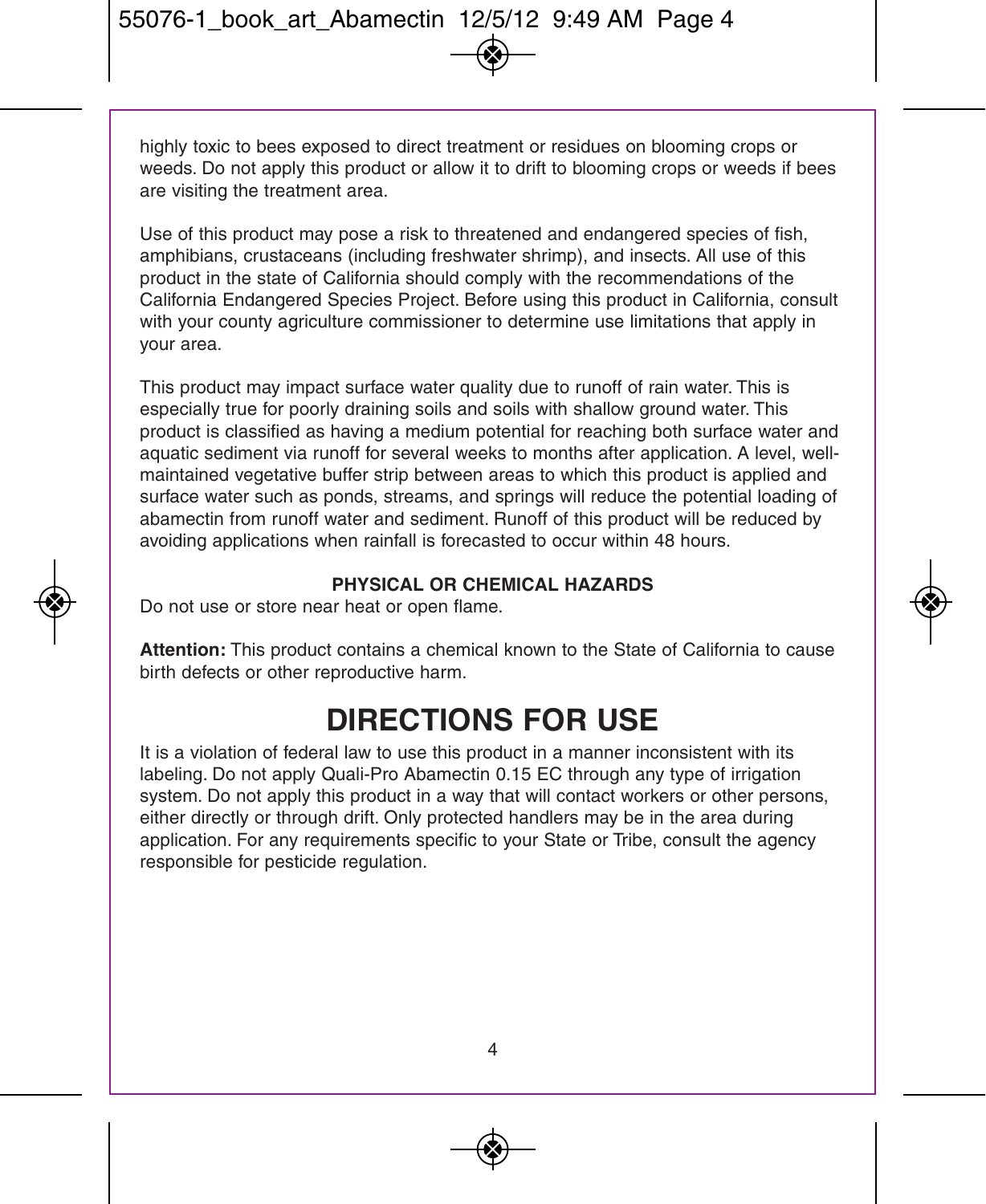highly toxic to bees exposed to direct treatment or residues on blooming crops or weeds. Do not apply this product or allow it to drift to blooming crops or weeds if bees are visiting the treatment area.

Use of this product may pose a risk to threatened and endangered species of fish, amphibians, crustaceans (including freshwater shrimp), and insects. All use of this product in the state of California should comply with the recommendations of the California Endangered Species Project. Before using this product in California, consult with your county agriculture commissioner to determine use limitations that apply in your area.

This product may impact surface water quality due to runoff of rain water. This is especially true for poorly draining soils and soils with shallow ground water. This product is classified as having a medium potential for reaching both surface water and aquatic sediment via runoff for several weeks to months after application. A level, well-maintained vegetative buffer strip between areas to which this product is applied and surface water such as ponds, streams, and springs will reduce the potential loading of abamectin from runoff water and sediment. Runoff of this product will be reduced by avoiding applications when rainfall is forecasted to occur within 48 hours.

### PHYSICAL OR CHEMICAL HAZARDS

Do not use or store near heat or open flame.

**Attention:** This product contains a chemical known to the State of California to cause birth defects or other reproductive harm.

# DIRECTIONS FOR USE

It is a violation of federal law to use this product in a manner inconsistent with its labeling. Do not apply Quali-Pro Abamectin 0.15 EC through any type of irrigation system. Do not apply this product in a way that will contact workers or other persons, either directly or through drift. Only protected handlers may be in the area during application. For any requirements specific to your State or Tribe, consult the agency responsible for pesticide regulation.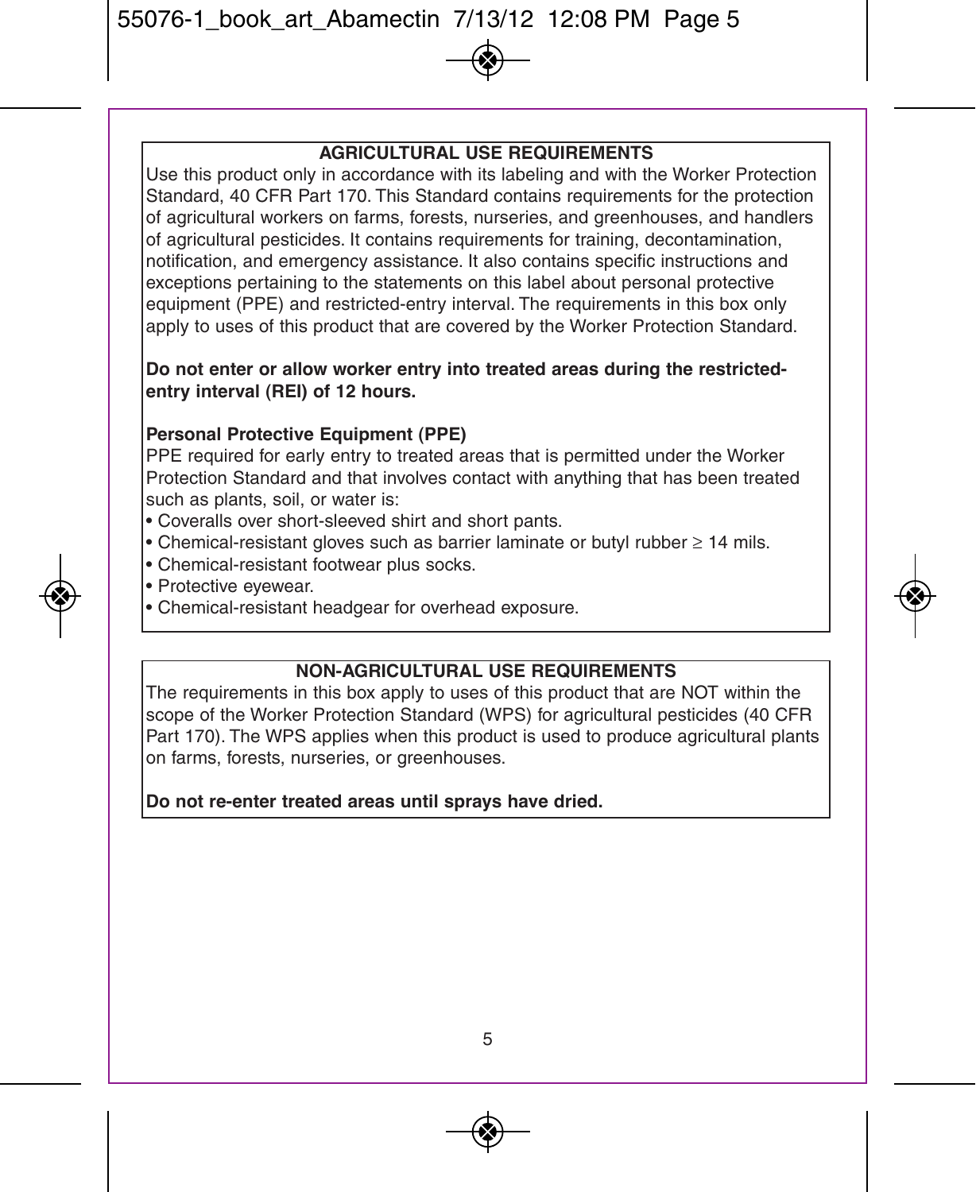## AGRICULTURAL USE REQUIREMENTS

Use this product only in accordance with its labeling and with the Worker Protection Standard, 40 CFR Part 170. This Standard contains requirements for the protection of agricultural workers on farms, forests, nurseries, and greenhouses, and handlers of agricultural pesticides. It contains requirements for training, decontamination, notification, and emergency assistance. It also contains specific instructions and exceptions pertaining to the statements on this label about personal protective equipment (PPE) and restricted-entry interval. The requirements in this box only apply to uses of this product that are covered by the Worker Protection Standard.

**Do not enter or allow worker entry into treated areas during the restricted-entry interval (REI) of 12 hours.**

**Personal Protective Equipment (PPE)**

PPE required for early entry to treated areas that is permitted under the Worker Protection Standard and that involves contact with anything that has been treated such as plants, soil, or water is:

- Coveralls over short-sleeved shirt and short pants.
- Chemical-resistant gloves such as barrier laminate or butyl rubber ≥ 14 mils.
- Chemical-resistant footwear plus socks.
- Protective eyewear.
- Chemical-resistant headgear for overhead exposure.

## NON-AGRICULTURAL USE REQUIREMENTS

The requirements in this box apply to uses of this product that are NOT within the scope of the Worker Protection Standard (WPS) for agricultural pesticides (40 CFR Part 170). The WPS applies when this product is used to produce agricultural plants on farms, forests, nurseries, or greenhouses.

**Do not re-enter treated areas until sprays have dried.**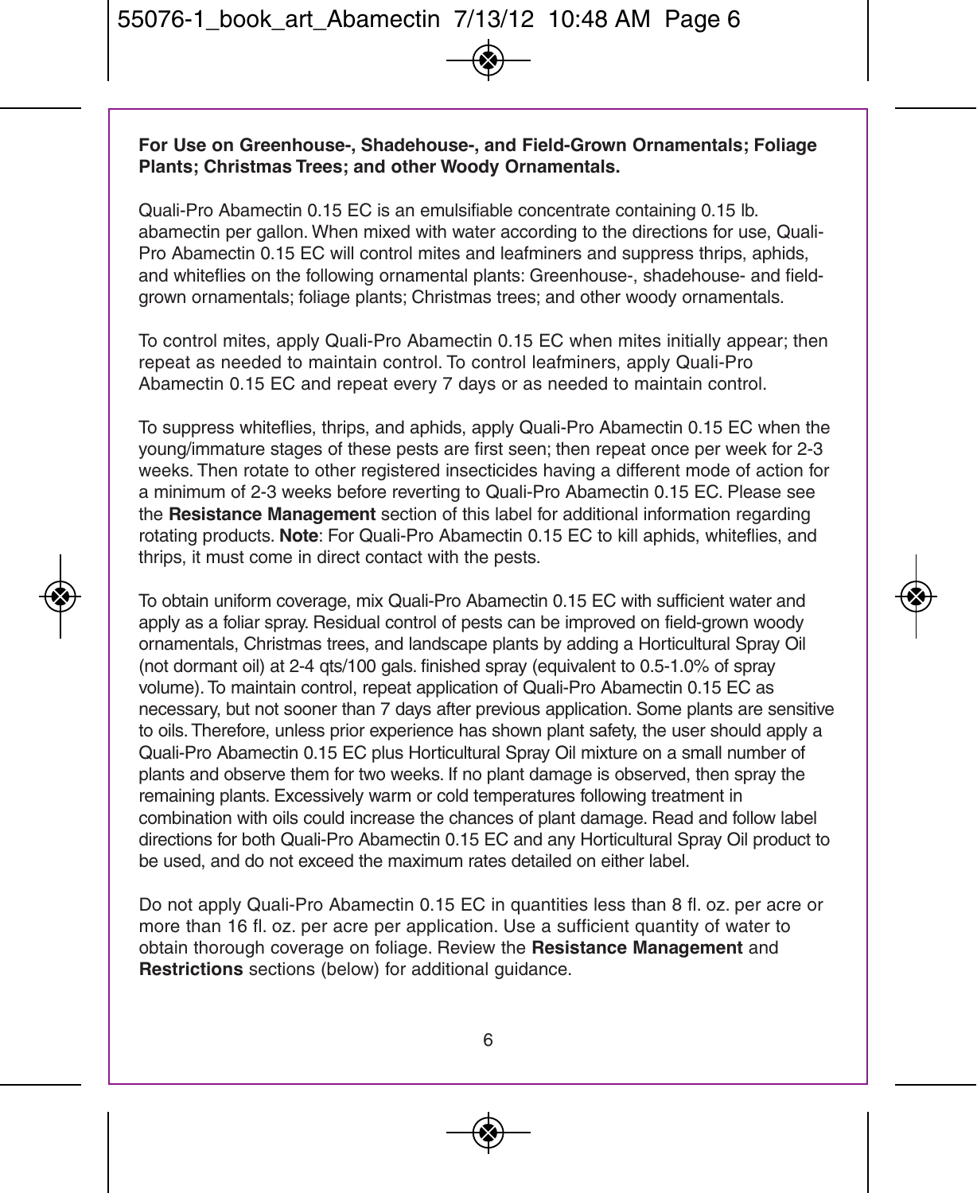**For Use on Greenhouse-, Shadehouse-, and Field-Grown Ornamentals; Foliage Plants; Christmas Trees; and other Woody Ornamentals.**

Quali-Pro Abamectin 0.15 EC is an emulsifiable concentrate containing 0.15 lb. abamectin per gallon. When mixed with water according to the directions for use, Quali-Pro Abamectin 0.15 EC will control mites and leafminers and suppress thrips, aphids, and whiteflies on the following ornamental plants: Greenhouse-, shadehouse- and field-grown ornamentals; foliage plants; Christmas trees; and other woody ornamentals.

To control mites, apply Quali-Pro Abamectin 0.15 EC when mites initially appear; then repeat as needed to maintain control. To control leafminers, apply Quali-Pro Abamectin 0.15 EC and repeat every 7 days or as needed to maintain control.

To suppress whiteflies, thrips, and aphids, apply Quali-Pro Abamectin 0.15 EC when the young/immature stages of these pests are first seen; then repeat once per week for 2-3 weeks. Then rotate to other registered insecticides having a different mode of action for a minimum of 2-3 weeks before reverting to Quali-Pro Abamectin 0.15 EC. Please see the **Resistance Management** section of this label for additional information regarding rotating products. **Note**: For Quali-Pro Abamectin 0.15 EC to kill aphids, whiteflies, and thrips, it must come in direct contact with the pests.

To obtain uniform coverage, mix Quali-Pro Abamectin 0.15 EC with sufficient water and apply as a foliar spray. Residual control of pests can be improved on field-grown woody ornamentals, Christmas trees, and landscape plants by adding a Horticultural Spray Oil (not dormant oil) at 2-4 qts/100 gals. finished spray (equivalent to 0.5-1.0% of spray volume). To maintain control, repeat application of Quali-Pro Abamectin 0.15 EC as necessary, but not sooner than 7 days after previous application. Some plants are sensitive to oils. Therefore, unless prior experience has shown plant safety, the user should apply a Quali-Pro Abamectin 0.15 EC plus Horticultural Spray Oil mixture on a small number of plants and observe them for two weeks. If no plant damage is observed, then spray the remaining plants. Excessively warm or cold temperatures following treatment in combination with oils could increase the chances of plant damage. Read and follow label directions for both Quali-Pro Abamectin 0.15 EC and any Horticultural Spray Oil product to be used, and do not exceed the maximum rates detailed on either label.

Do not apply Quali-Pro Abamectin 0.15 EC in quantities less than 8 fl. oz. per acre or more than 16 fl. oz. per acre per application. Use a sufficient quantity of water to obtain thorough coverage on foliage. Review the **Resistance Management** and **Restrictions** sections (below) for additional guidance.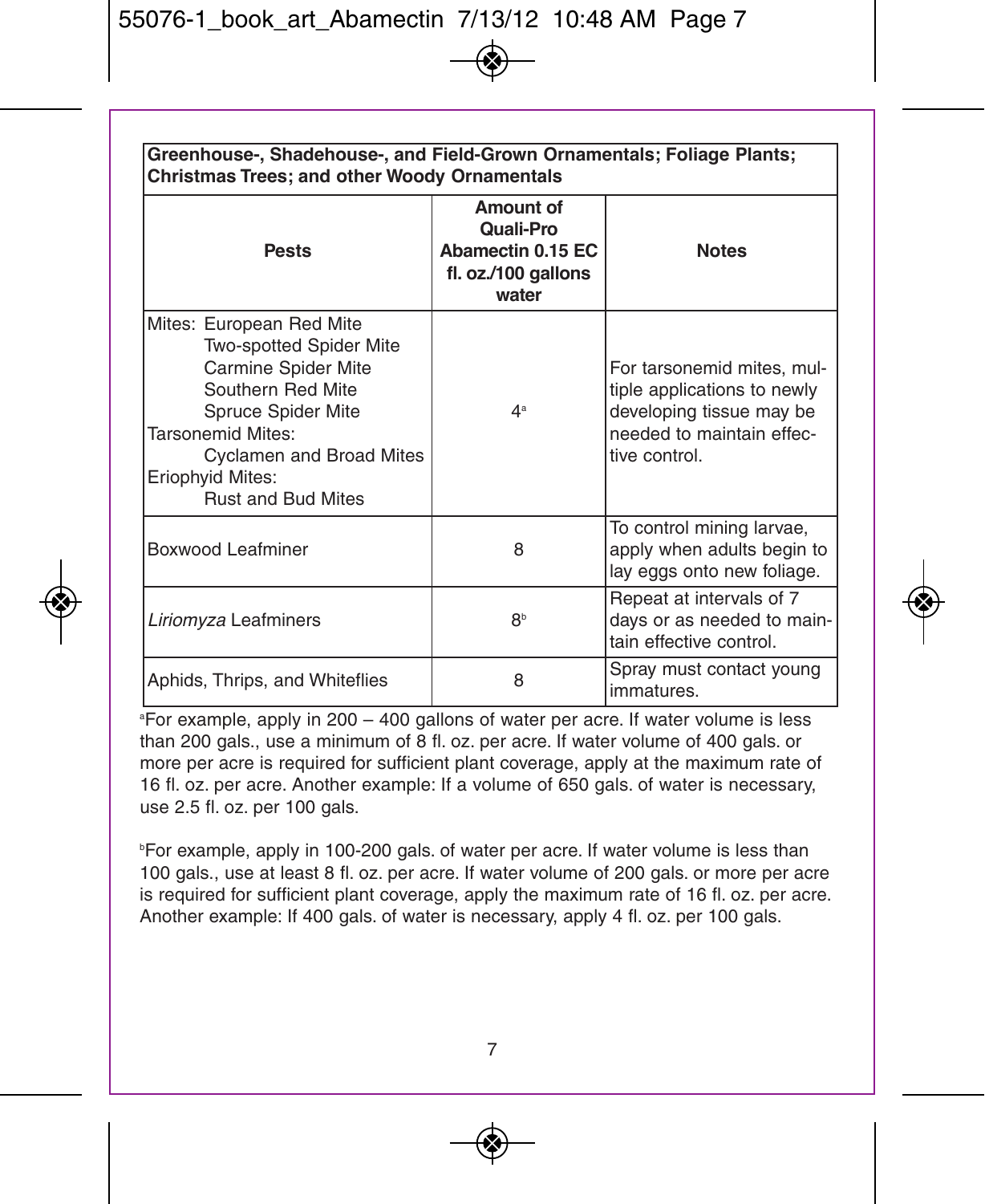| Greenhouse-, Shadehouse-, and Field-Grown Ornamentals; Foliage Plants; Christmas Trees; and other Woody Ornamentals | | |
|---|---|---|
| **Pests** | **Amount of Quali-Pro Abamectin 0.15 EC fl. oz./100 gallons water** | **Notes** |
| Mites: European Red Mite<br>Two-spotted Spider Mite<br>Carmine Spider Mite<br>Southern Red Mite<br>Spruce Spider Mite<br>Tarsonemid Mites:<br>Cyclamen and Broad Mites<br>Eriophyid Mites:<br>Rust and Bud Mites | 4[a] | For tarsonemid mites, multiple applications to newly developing tissue may be needed to maintain effective control. |
| Boxwood Leafminer | 8 | To control mining larvae, apply when adults begin to lay eggs onto new foliage. |
| *Liriomyza* Leafminers | 8[b] | Repeat at intervals of 7 days or as needed to maintain effective control. |
| Aphids, Thrips, and Whiteflies | 8 | Spray must contact young immatures. |

[a]For example, apply in 200 – 400 gallons of water per acre. If water volume is less than 200 gals., use a minimum of 8 fl. oz. per acre. If water volume of 400 gals. or more per acre is required for sufficient plant coverage, apply at the maximum rate of 16 fl. oz. per acre. Another example: If a volume of 650 gals. of water is necessary, use 2.5 fl. oz. per 100 gals.

[b]For example, apply in 100-200 gals. of water per acre. If water volume is less than 100 gals., use at least 8 fl. oz. per acre. If water volume of 200 gals. or more per acre is required for sufficient plant coverage, apply the maximum rate of 16 fl. oz. per acre. Another example: If 400 gals. of water is necessary, apply 4 fl. oz. per 100 gals.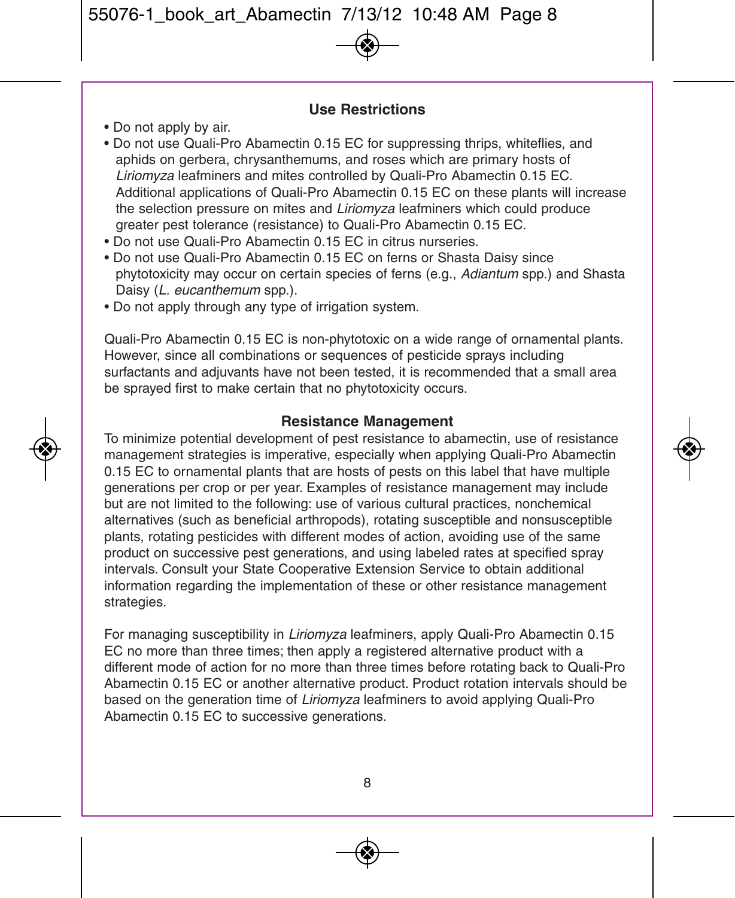## Use Restrictions

- Do not apply by air.
- Do not use Quali-Pro Abamectin 0.15 EC for suppressing thrips, whiteflies, and aphids on gerbera, chrysanthemums, and roses which are primary hosts of *Liriomyza* leafminers and mites controlled by Quali-Pro Abamectin 0.15 EC. Additional applications of Quali-Pro Abamectin 0.15 EC on these plants will increase the selection pressure on mites and *Liriomyza* leafminers which could produce greater pest tolerance (resistance) to Quali-Pro Abamectin 0.15 EC.
- Do not use Quali-Pro Abamectin 0.15 EC in citrus nurseries.
- Do not use Quali-Pro Abamectin 0.15 EC on ferns or Shasta Daisy since phytotoxicity may occur on certain species of ferns (e.g., *Adiantum* spp.) and Shasta Daisy (*L. eucanthemum* spp.).
- Do not apply through any type of irrigation system.

Quali-Pro Abamectin 0.15 EC is non-phytotoxic on a wide range of ornamental plants. However, since all combinations or sequences of pesticide sprays including surfactants and adjuvants have not been tested, it is recommended that a small area be sprayed first to make certain that no phytotoxicity occurs.

## Resistance Management

To minimize potential development of pest resistance to abamectin, use of resistance management strategies is imperative, especially when applying Quali-Pro Abamectin 0.15 EC to ornamental plants that are hosts of pests on this label that have multiple generations per crop or per year. Examples of resistance management may include but are not limited to the following: use of various cultural practices, nonchemical alternatives (such as beneficial arthropods), rotating susceptible and nonsusceptible plants, rotating pesticides with different modes of action, avoiding use of the same product on successive pest generations, and using labeled rates at specified spray intervals. Consult your State Cooperative Extension Service to obtain additional information regarding the implementation of these or other resistance management strategies.

For managing susceptibility in *Liriomyza* leafminers, apply Quali-Pro Abamectin 0.15 EC no more than three times; then apply a registered alternative product with a different mode of action for no more than three times before rotating back to Quali-Pro Abamectin 0.15 EC or another alternative product. Product rotation intervals should be based on the generation time of *Liriomyza* leafminers to avoid applying Quali-Pro Abamectin 0.15 EC to successive generations.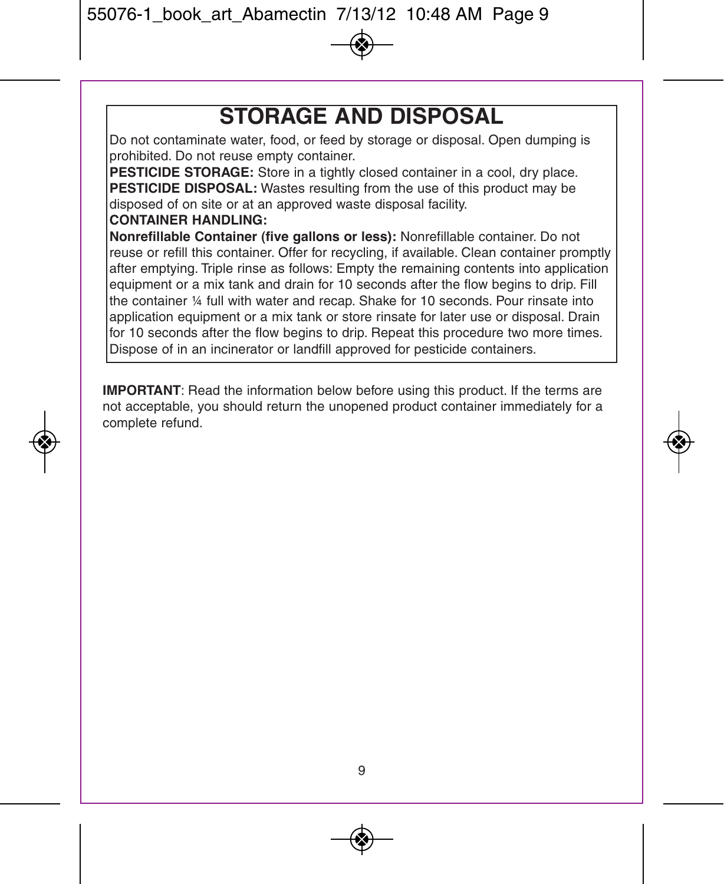## STORAGE AND DISPOSAL

Do not contaminate water, food, or feed by storage or disposal. Open dumping is prohibited. Do not reuse empty container.

**PESTICIDE STORAGE:** Store in a tightly closed container in a cool, dry place.

**PESTICIDE DISPOSAL:** Wastes resulting from the use of this product may be disposed of on site or at an approved waste disposal facility.

**CONTAINER HANDLING:**

**Nonrefillable Container (five gallons or less):** Nonrefillable container. Do not reuse or refill this container. Offer for recycling, if available. Clean container promptly after emptying. Triple rinse as follows: Empty the remaining contents into application equipment or a mix tank and drain for 10 seconds after the flow begins to drip. Fill the container ¼ full with water and recap. Shake for 10 seconds. Pour rinsate into application equipment or a mix tank or store rinsate for later use or disposal. Drain for 10 seconds after the flow begins to drip. Repeat this procedure two more times. Dispose of in an incinerator or landfill approved for pesticide containers.

**IMPORTANT**: Read the information below before using this product. If the terms are not acceptable, you should return the unopened product container immediately for a complete refund.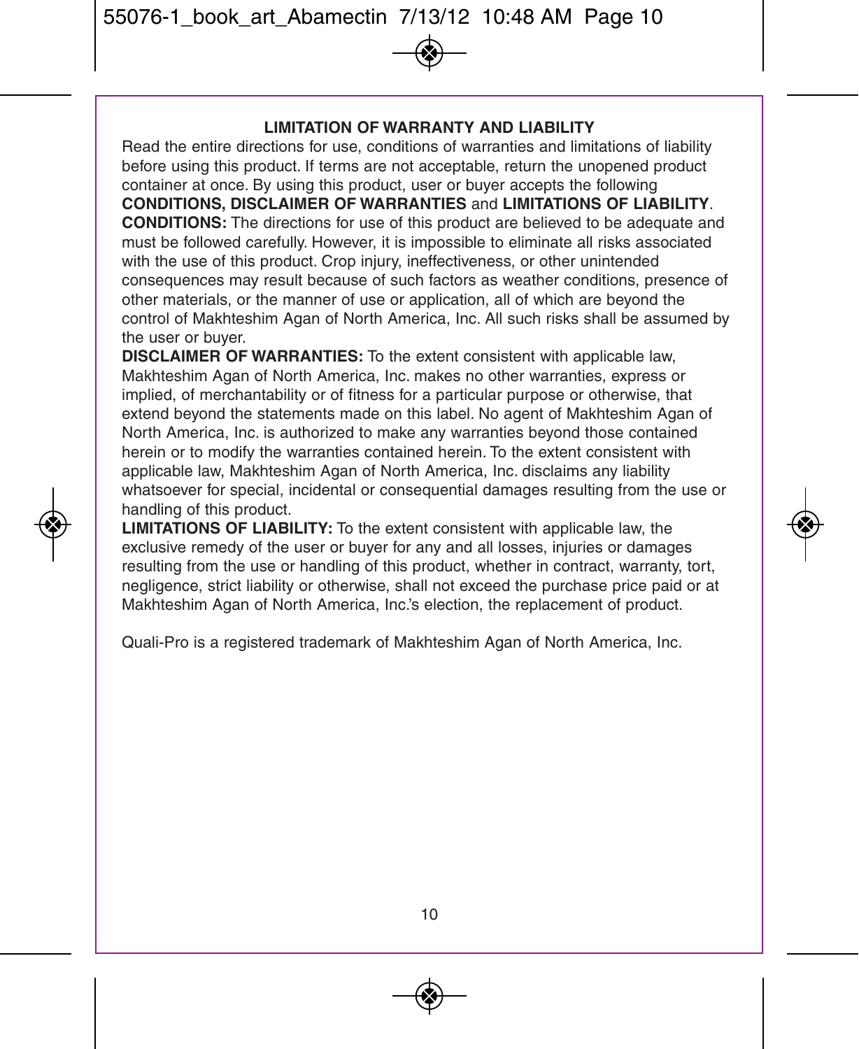## LIMITATION OF WARRANTY AND LIABILITY

Read the entire directions for use, conditions of warranties and limitations of liability before using this product. If terms are not acceptable, return the unopened product container at once. By using this product, user or buyer accepts the following **CONDITIONS, DISCLAIMER OF WARRANTIES** and **LIMITATIONS OF LIABILITY**.

**CONDITIONS:** The directions for use of this product are believed to be adequate and must be followed carefully. However, it is impossible to eliminate all risks associated with the use of this product. Crop injury, ineffectiveness, or other unintended consequences may result because of such factors as weather conditions, presence of other materials, or the manner of use or application, all of which are beyond the control of Makhteshim Agan of North America, Inc. All such risks shall be assumed by the user or buyer.

**DISCLAIMER OF WARRANTIES:** To the extent consistent with applicable law, Makhteshim Agan of North America, Inc. makes no other warranties, express or implied, of merchantability or of fitness for a particular purpose or otherwise, that extend beyond the statements made on this label. No agent of Makhteshim Agan of North America, Inc. is authorized to make any warranties beyond those contained herein or to modify the warranties contained herein. To the extent consistent with applicable law, Makhteshim Agan of North America, Inc. disclaims any liability whatsoever for special, incidental or consequential damages resulting from the use or handling of this product.

**LIMITATIONS OF LIABILITY:** To the extent consistent with applicable law, the exclusive remedy of the user or buyer for any and all losses, injuries or damages resulting from the use or handling of this product, whether in contract, warranty, tort, negligence, strict liability or otherwise, shall not exceed the purchase price paid or at Makhteshim Agan of North America, Inc.'s election, the replacement of product.

Quali-Pro is a registered trademark of Makhteshim Agan of North America, Inc.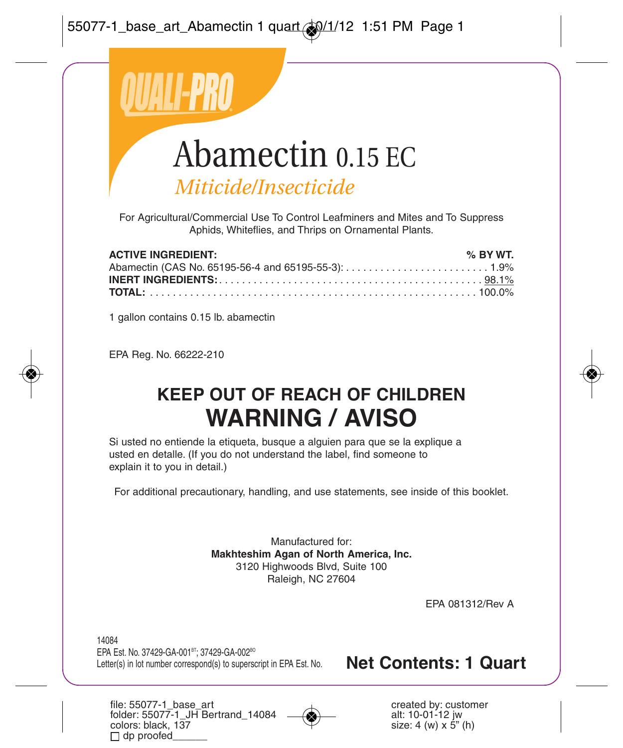QUALI-PRO

# Abamectin 0.15 EC

*Miticide/Insecticide*

For Agricultural/Commercial Use To Control Leafminers and Mites and To Suppress Aphids, Whiteflies, and Thrips on Ornamental Plants.

| **ACTIVE INGREDIENT:** | **% BY WT.** |
|---|---|
| Abamectin (CAS No. 65195-56-4 and 65195-55-3): | 1.9% |
| **INERT INGREDIENTS:** | 98.1% |
| **TOTAL:** | 100.0% |

1 gallon contains 0.15 lb. abamectin

EPA Reg. No. 66222-210

## KEEP OUT OF REACH OF CHILDREN

# WARNING / AVISO

Si usted no entiende la etiqueta, busque a alguien para que se la explique a usted en detalle. (If you do not understand the label, find someone to explain it to you in detail.)

For additional precautionary, handling, and use statements, see inside of this booklet.

Manufactured for:
**Makhteshim Agan of North America, Inc.**
3120 Highwoods Blvd, Suite 100
Raleigh, NC 27604

EPA 081312/Rev A

14084
EPA Est. No. 37429-GA-001[BT]; 37429-GA-002[BO]
Letter(s) in lot number correspond(s) to superscript in EPA Est. No.

**Net Contents: 1 Quart**